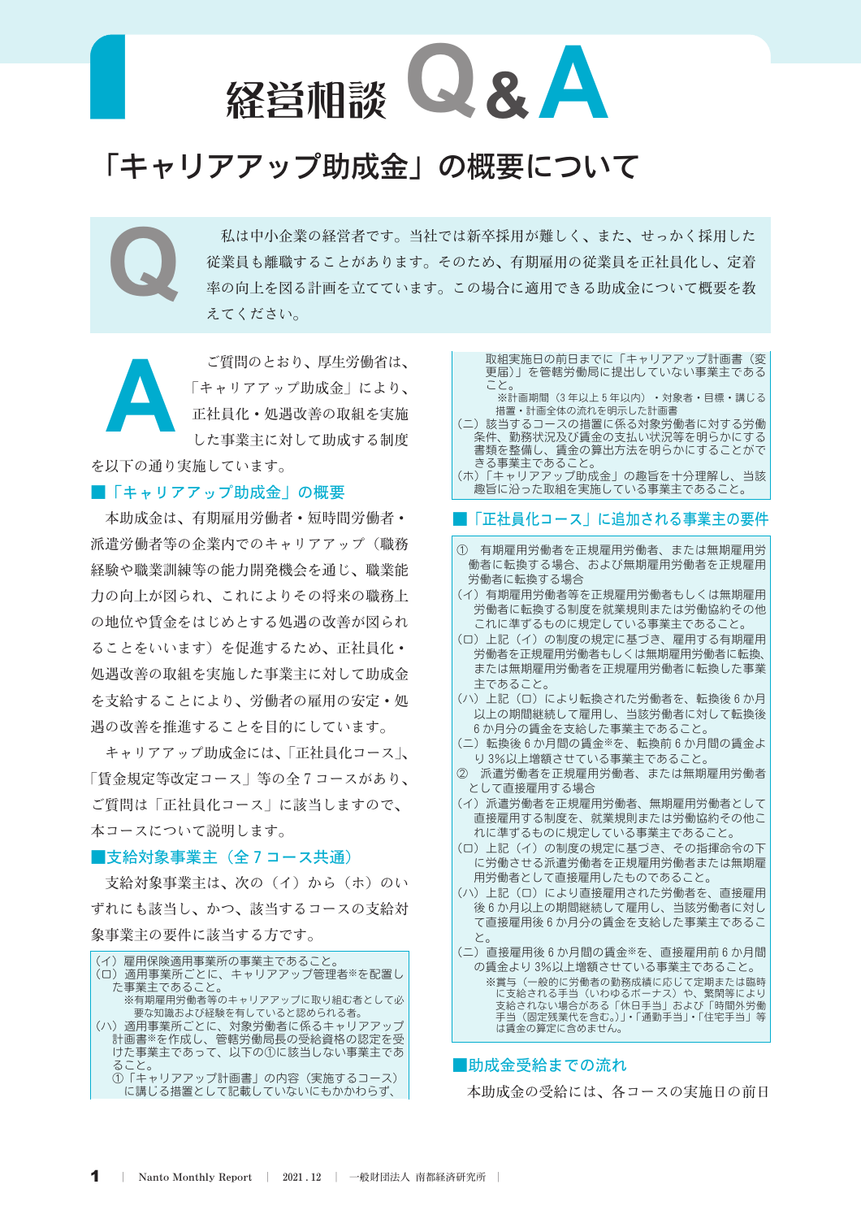# 経営相談Q&A

## 「キャリアアップ助成金」の概要について

**Q** 私は中小企業の経営者です。当社では新卒採用が難しく、また、せっかく採用した従業員も離職することがあります。そのため、有期雇用の従業員を正社員化し、定着率の向上を図る計画を立てています。この場合に適用できる助成金について概要を教えてください。

**A** ご質問のとおり、厚生労働省は、「キャリアアップ助成金」により、正社員化・処遇改善の取組を実施した事業主に対して助成する制度を以下の通り実施しています。

### ■「キャリアアップ助成金」の概要

本助成金は、有期雇用労働者・短時間労働者・派遣労働者等の企業内でのキャリアアップ（職務経験や職業訓練等の能力開発機会を通じ、職業能力の向上が図られ、これによりその将来の職務上の地位や賃金をはじめとする処遇の改善が図られることをいいます）を促進するため、正社員化・処遇改善の取組を実施した事業主に対して助成金を支給することにより、労働者の雇用の安定・処遇の改善を推進することを目的にしています。

キャリアアップ助成金には、「正社員化コース」、「賃金規定等改定コース」等の全７コースがあり、ご質問は「正社員化コース」に該当しますので、本コースについて説明します。

### ■支給対象事業主（全７コース共通）

支給対象事業主は、次の（イ）から（ホ）のいずれにも該当し、かつ、該当するコースの支給対象事業主の要件に該当する方です。

（イ）雇用保険適用事業所の事業主であること。
（ロ）適用事業所ごとに、キャリアアップ管理者※を配置した事業主であること。
　※有期雇用労働者等のキャリアアップに取り組む者として必要な知識および経験を有していると認められる者。
（ハ）適用事業所ごとに、対象労働者に係るキャリアアップ計画書※を作成し、管轄労働局長の受給資格の認定を受けた事業主であって、以下の①に該当しない事業主であること。
　①「キャリアアップ計画書」の内容（実施するコース）に講じる措置として記載していないにもかかわらず、取組実施日の前日までに「キャリアアップ計画書（変更届）」を管轄労働局に提出していない事業主であること。
　※計画期間（３年以上５年以内）・対象者・目標・講じる措置・計画全体の流れを明示した計画書
（ニ）該当するコースの措置に係る対象労働者に対する労働条件、勤務状況及び賃金の支払い状況等を明らかにする書類を整備し、賃金の算出方法を明らかにすることができる事業主であること。
（ホ）「キャリアアップ助成金」の趣旨を十分理解し、当該趣旨に沿った取組を実施している事業主であること。

### ■「正社員化コース」に追加される事業主の要件

① 有期雇用労働者を正規雇用労働者、または無期雇用労働者に転換する場合、および無期雇用労働者を正規雇用労働者に転換する場合
（イ）有期雇用労働者等を正規雇用労働者もしくは無期雇用労働者に転換する制度を就業規則または労働協約その他これに準ずるものに規定している事業主であること。
（ロ）上記（イ）の制度の規定に基づき、雇用する有期雇用労働者を正規雇用労働者もしくは無期雇用労働者に転換、または無期雇用労働者を正規雇用労働者に転換した事業主であること。
（ハ）上記（ロ）により転換された労働者を、転換後６か月以上の期間継続して雇用し、当該労働者に対して転換後６か月分の賃金を支給した事業主であること。
（ニ）転換後６か月間の賃金※を、転換前６か月間の賃金より３%以上増額させている事業主であること。

② 派遣労働者を正規雇用労働者、または無期雇用労働者として直接雇用する場合
（イ）派遣労働者を正規雇用労働者、無期雇用労働者として直接雇用する制度を、就業規則または労働協約その他これに準ずるものに規定している事業主であること。
（ロ）上記（イ）の制度の規定に基づき、その指揮命令の下に労働させる派遣労働者を正規雇用労働者または無期雇用労働者として直接雇用したものであること。
（ハ）上記（ロ）により直接雇用された労働者を、直接雇用後６か月以上の期間継続して雇用し、当該労働者に対して直接雇用後６か月分の賃金を支給した事業主であること。
（ニ）直接雇用後６か月間の賃金※を、直接雇用前６か月間の賃金より３%以上増額させている事業主であること。
　※賞与（一般的に労働者の勤務成績に応じて定期または臨時に支給される手当（いわゆるボーナス）や、繁閑等により支給されない場合がある「休日手当」および「時間外労働手当（固定残業代を含む。）」・「通勤手当」・「住宅手当」等は賃金の算定に含めません。

### ■助成金受給までの流れ

本助成金の受給には、各コースの実施日の前日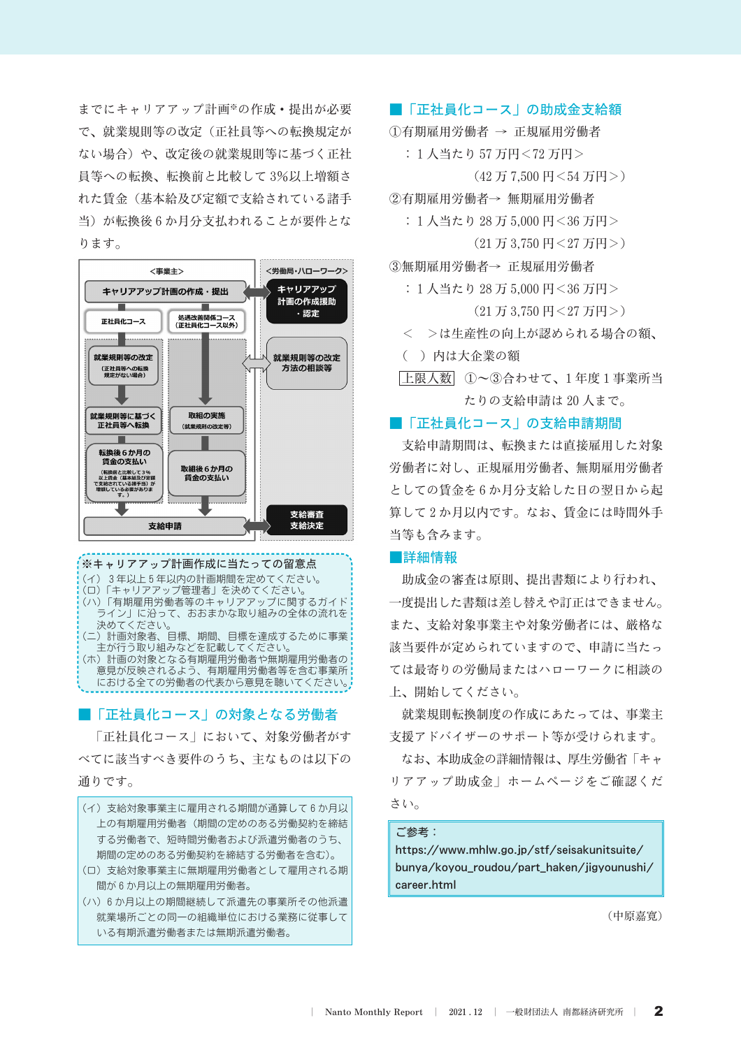までにキャリアアップ計画※の作成・提出が必要で、就業規則等の改定（正社員等への転換規定がない場合）や、改定後の就業規則等に基づく正社員等への転換、転換前と比較して3%以上増額された賃金（基本給及び定額で支給されている諸手当）が転換後6か月分支払われることが要件となります。

<事業主>

キャリアアップ計画の作成・提出

正社員化コース

処遇改善関係コース（正社員化コース以外）

就業規則等の改定（正社員等への転換規定がない場合）

就業規則等に基づく正社員等転換

転換後6か月の賃金の支払い（転換前と比較して3%以上賃金（基本給及び定額で支給されている諸手当）が増額している必要があります。）

取組の実施（就業規則の改定等）

取組後6か月の賃金の支払い

支給申請

<労働局・ハローワーク>

キャリアアップ計画の作成援助・認定

就業規則等の改定方法の相談等

支給審査 支給決定

※キャリアアップ計画作成に当たっての留意点

（イ）3年以上5年以内の計画期間を定めてください。
（ロ）「キャリアアップ管理者」を決めてください。
（ハ）「有期雇用労働者等のキャリアアップに関するガイドライン」に沿って、おおまかな取り組みの全体の流れを決めてください。
（ニ）計画対象者、目標、期間、目標を達成するために事業主が行う取り組みなどを記載してください。
（ホ）計画の対象となる有期雇用労働者や無期雇用労働者の意見が反映されるよう、有期雇用労働者等を含む事業所における全ての労働者の代表から意見を聴いてください。

## ■「正社員化コース」の対象となる労働者

「正社員化コース」において、対象労働者がすべてに該当すべき要件のうち、主なものは以下の通りです。

（イ）支給対象事業主に雇用される期間が通算して6か月以上の有期雇用労働者（期間の定めのある労働契約を締結する労働者で、短時間労働者および派遣労働者のうち、期間の定めのある労働契約を締結する労働者を含む）。
（ロ）支給対象事業主に無期雇用労働者として雇用される期間が6か月以上の無期雇用労働者。
（ハ）6か月以上の期間継続して派遣先の事業所その他派遣就業場所ごとの同一の組織単位における業務に従事している有期派遣労働者または無期派遣労働者。

## ■「正社員化コース」の助成金支給額

①有期雇用労働者 → 正規雇用労働者
：1人当たり57万円<72万円>
（42万7,500円<54万円>）

②有期雇用労働者→ 無期雇用労働者
：1人当たり28万5,000円<36万円>
（21万3,750円<27万円>）

③無期雇用労働者→ 正規雇用労働者
：1人当たり28万5,000円<36万円>
（21万3,750円<27万円>）

< >は生産性の向上が認められる場合の額、（ ）内は大企業の額

上限人数　①～③合わせて、1年度1事業所当たりの支給申請は20人まで。

## ■「正社員化コース」の支給申請期間

支給申請期間は、転換または直接雇用した対象労働者に対し、正規雇用労働者、無期雇用労働者としての賃金を6か月分支給した日の翌日から起算して2か月以内です。なお、賃金には時間外手当等も含みます。

## ■詳細情報

助成金の審査は原則、提出書類により行われ、一度提出した書類は差し替えや訂正はできません。また、支給対象事業主や対象労働者には、厳格な該当要件が定められていますので、申請に当たっては最寄りの労働局またはハローワークに相談の上、開始してください。

就業規則転換制度の作成にあたっては、事業主支援アドバイザーのサポート等が受けられます。

なお、本助成金の詳細情報は、厚生労働省「キャリアアップ助成金」ホームページをご確認ください。

ご参考：
https://www.mhlw.go.jp/stf/seisakunitsuite/bunya/koyou_roudou/part_haken/jigyounushi/career.html

（中原嘉寛）